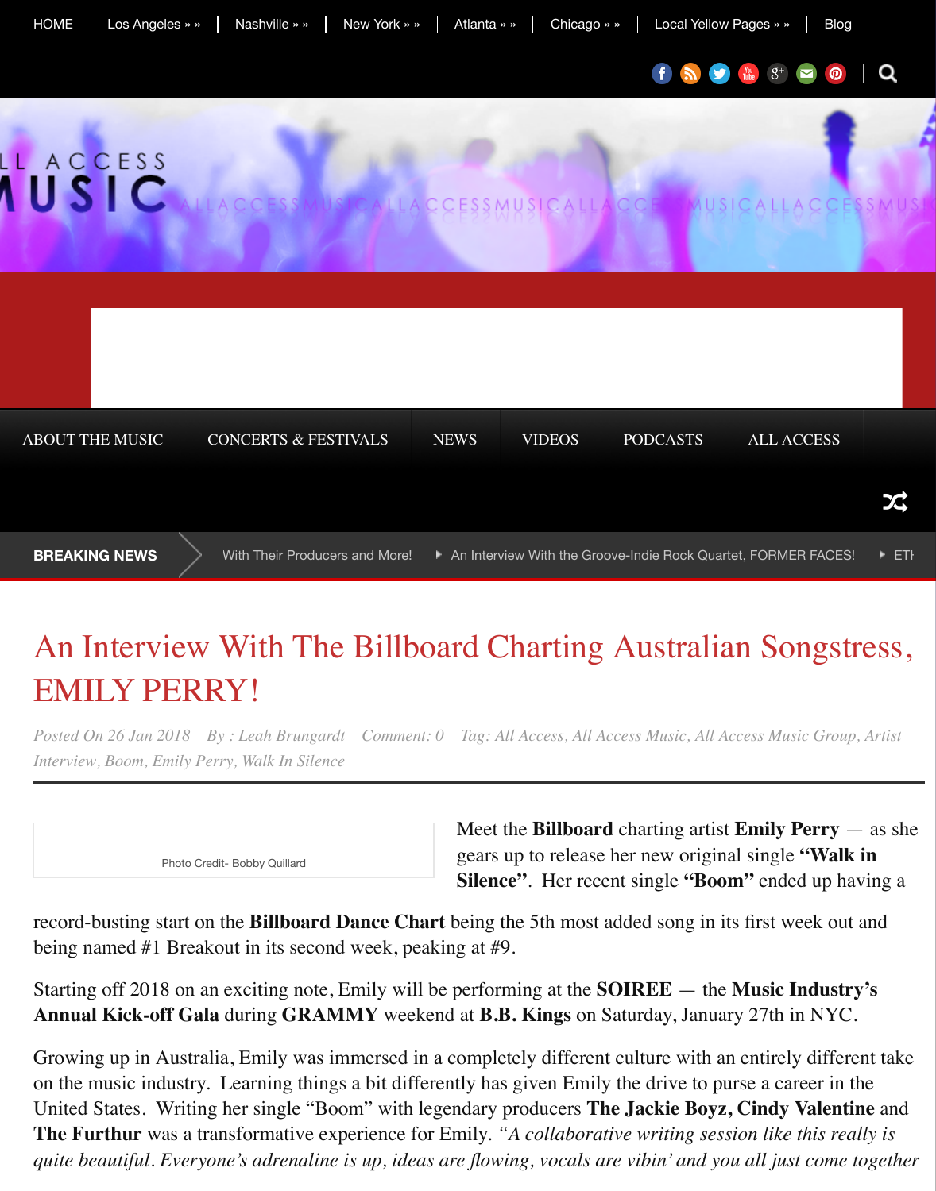HOME | Los Angeles » » | Nashville » » | New York » » | Atlanta » » | Chicago » » | Local Yellow Pages » » | Blog

ABOUT THE MUSIC | CONCERTS & FESTIVALS | NEWS | VIDEOS | PODCASTS | ALL ACCESS

**BREAKING NEWS** With Their Producers and More! ▸ An Interview With the Groove-Indie Rock Quartet, FORMER FACES! ▸ ETI

# An Interview With The Billboard Charting Australian Songstress, EMILY PERRY!

*Posted On 26 Jan 2018 By : Leah Brungardt Comment: 0 Tag: All Access, All Access Music, All Access Music Group, Artist Interview, Boom, Emily Perry, Walk In Silence*

Photo Credit- Bobby Quillard

Meet the **Billboard** charting artist **Emily Perry** — as she gears up to release her new original single **"Walk in Silence"**. Her recent single **"Boom"** ended up having a record-busting start on the **Billboard Dance Chart** being the 5th most added song in its first week out and being named #1 Breakout in its second week, peaking at #9.

Starting off 2018 on an exciting note, Emily will be performing at the **SOIREE** — the **Music Industry's Annual Kick-off Gala** during **GRAMMY** weekend at **B.B. Kings** on Saturday, January 27th in NYC.

Growing up in Australia, Emily was immersed in a completely different culture with an entirely different take on the music industry. Learning things a bit differently has given Emily the drive to purse a career in the United States. Writing her single "Boom" with legendary producers **The Jackie Boyz, Cindy Valentine** and **The Furthur** was a transformative experience for Emily. *"A collaborative writing session like this really is quite beautiful. Everyone's adrenaline is up, ideas are flowing, vocals are vibin' and you all just come together*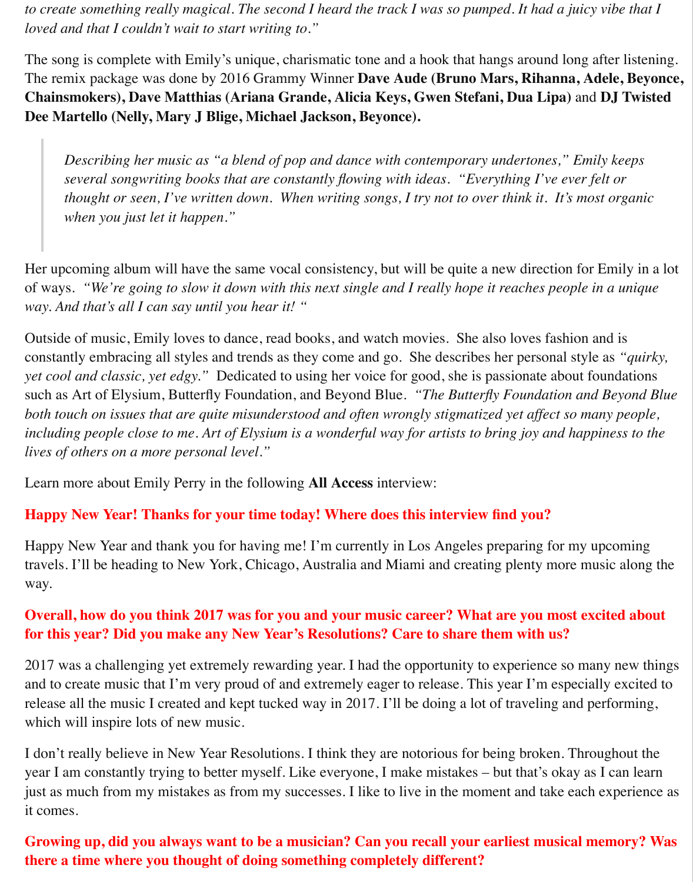*to create something really magical. The second I heard the track I was so pumped. It had a juicy vibe that I loved and that I couldn't wait to start writing to."*

The song is complete with Emily's unique, charismatic tone and a hook that hangs around long after listening. The remix package was done by 2016 Grammy Winner **Dave Aude (Bruno Mars, Rihanna, Adele, Beyonce, Chainsmokers), Dave Matthias (Ariana Grande, Alicia Keys, Gwen Stefani, Dua Lipa)** and **DJ Twisted Dee Martello (Nelly, Mary J Blige, Michael Jackson, Beyonce).**

> *Describing her music as "a blend of pop and dance with contemporary undertones," Emily keeps several songwriting books that are constantly flowing with ideas. "Everything I've ever felt or thought or seen, I've written down. When writing songs, I try not to over think it. It's most organic when you just let it happen."*

Her upcoming album will have the same vocal consistency, but will be quite a new direction for Emily in a lot of ways. *"We're going to slow it down with this next single and I really hope it reaches people in a unique way. And that's all I can say until you hear it! "*

Outside of music, Emily loves to dance, read books, and watch movies. She also loves fashion and is constantly embracing all styles and trends as they come and go. She describes her personal style as *"quirky, yet cool and classic, yet edgy."* Dedicated to using her voice for good, she is passionate about foundations such as Art of Elysium, Butterfly Foundation, and Beyond Blue. *"The Butterfly Foundation and Beyond Blue both touch on issues that are quite misunderstood and often wrongly stigmatized yet affect so many people, including people close to me. Art of Elysium is a wonderful way for artists to bring joy and happiness to the lives of others on a more personal level."*

Learn more about Emily Perry in the following **All Access** interview:

**Happy New Year! Thanks for your time today! Where does this interview find you?**

Happy New Year and thank you for having me! I'm currently in Los Angeles preparing for my upcoming travels. I'll be heading to New York, Chicago, Australia and Miami and creating plenty more music along the way.

**Overall, how do you think 2017 was for you and your music career? What are you most excited about for this year? Did you make any New Year's Resolutions? Care to share them with us?**

2017 was a challenging yet extremely rewarding year. I had the opportunity to experience so many new things and to create music that I'm very proud of and extremely eager to release. This year I'm especially excited to release all the music I created and kept tucked way in 2017. I'll be doing a lot of traveling and performing, which will inspire lots of new music.

I don't really believe in New Year Resolutions. I think they are notorious for being broken. Throughout the year I am constantly trying to better myself. Like everyone, I make mistakes – but that's okay as I can learn just as much from my mistakes as from my successes. I like to live in the moment and take each experience as it comes.

**Growing up, did you always want to be a musician? Can you recall your earliest musical memory? Was there a time where you thought of doing something completely different?**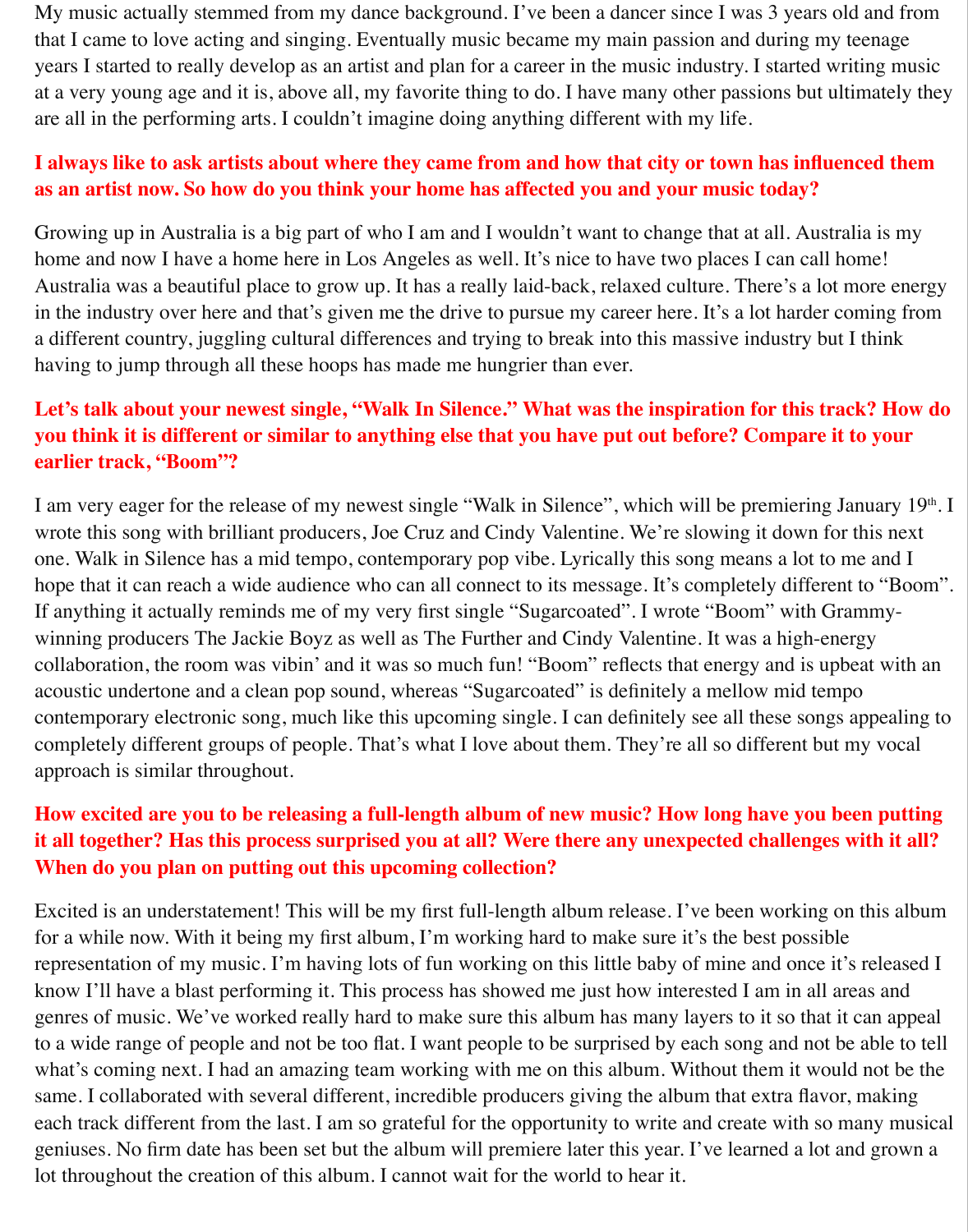My music actually stemmed from my dance background. I've been a dancer since I was 3 years old and from that I came to love acting and singing. Eventually music became my main passion and during my teenage years I started to really develop as an artist and plan for a career in the music industry. I started writing music at a very young age and it is, above all, my favorite thing to do. I have many other passions but ultimately they are all in the performing arts. I couldn't imagine doing anything different with my life.

**I always like to ask artists about where they came from and how that city or town has influenced them as an artist now. So how do you think your home has affected you and your music today?**

Growing up in Australia is a big part of who I am and I wouldn't want to change that at all. Australia is my home and now I have a home here in Los Angeles as well. It's nice to have two places I can call home! Australia was a beautiful place to grow up. It has a really laid-back, relaxed culture. There's a lot more energy in the industry over here and that's given me the drive to pursue my career here. It's a lot harder coming from a different country, juggling cultural differences and trying to break into this massive industry but I think having to jump through all these hoops has made me hungrier than ever.

**Let's talk about your newest single, "Walk In Silence." What was the inspiration for this track? How do you think it is different or similar to anything else that you have put out before? Compare it to your earlier track, "Boom"?**

I am very eager for the release of my newest single "Walk in Silence", which will be premiering January 19th. I wrote this song with brilliant producers, Joe Cruz and Cindy Valentine. We're slowing it down for this next one. Walk in Silence has a mid tempo, contemporary pop vibe. Lyrically this song means a lot to me and I hope that it can reach a wide audience who can all connect to its message. It's completely different to "Boom". If anything it actually reminds me of my very first single "Sugarcoated". I wrote "Boom" with Grammy-winning producers The Jackie Boyz as well as The Further and Cindy Valentine. It was a high-energy collaboration, the room was vibin' and it was so much fun! "Boom" reflects that energy and is upbeat with an acoustic undertone and a clean pop sound, whereas "Sugarcoated" is definitely a mellow mid tempo contemporary electronic song, much like this upcoming single. I can definitely see all these songs appealing to completely different groups of people. That's what I love about them. They're all so different but my vocal approach is similar throughout.

**How excited are you to be releasing a full-length album of new music? How long have you been putting it all together? Has this process surprised you at all? Were there any unexpected challenges with it all? When do you plan on putting out this upcoming collection?**

Excited is an understatement! This will be my first full-length album release. I've been working on this album for a while now. With it being my first album, I'm working hard to make sure it's the best possible representation of my music. I'm having lots of fun working on this little baby of mine and once it's released I know I'll have a blast performing it. This process has showed me just how interested I am in all areas and genres of music. We've worked really hard to make sure this album has many layers to it so that it can appeal to a wide range of people and not be too flat. I want people to be surprised by each song and not be able to tell what's coming next. I had an amazing team working with me on this album. Without them it would not be the same. I collaborated with several different, incredible producers giving the album that extra flavor, making each track different from the last. I am so grateful for the opportunity to write and create with so many musical geniuses. No firm date has been set but the album will premiere later this year. I've learned a lot and grown a lot throughout the creation of this album. I cannot wait for the world to hear it.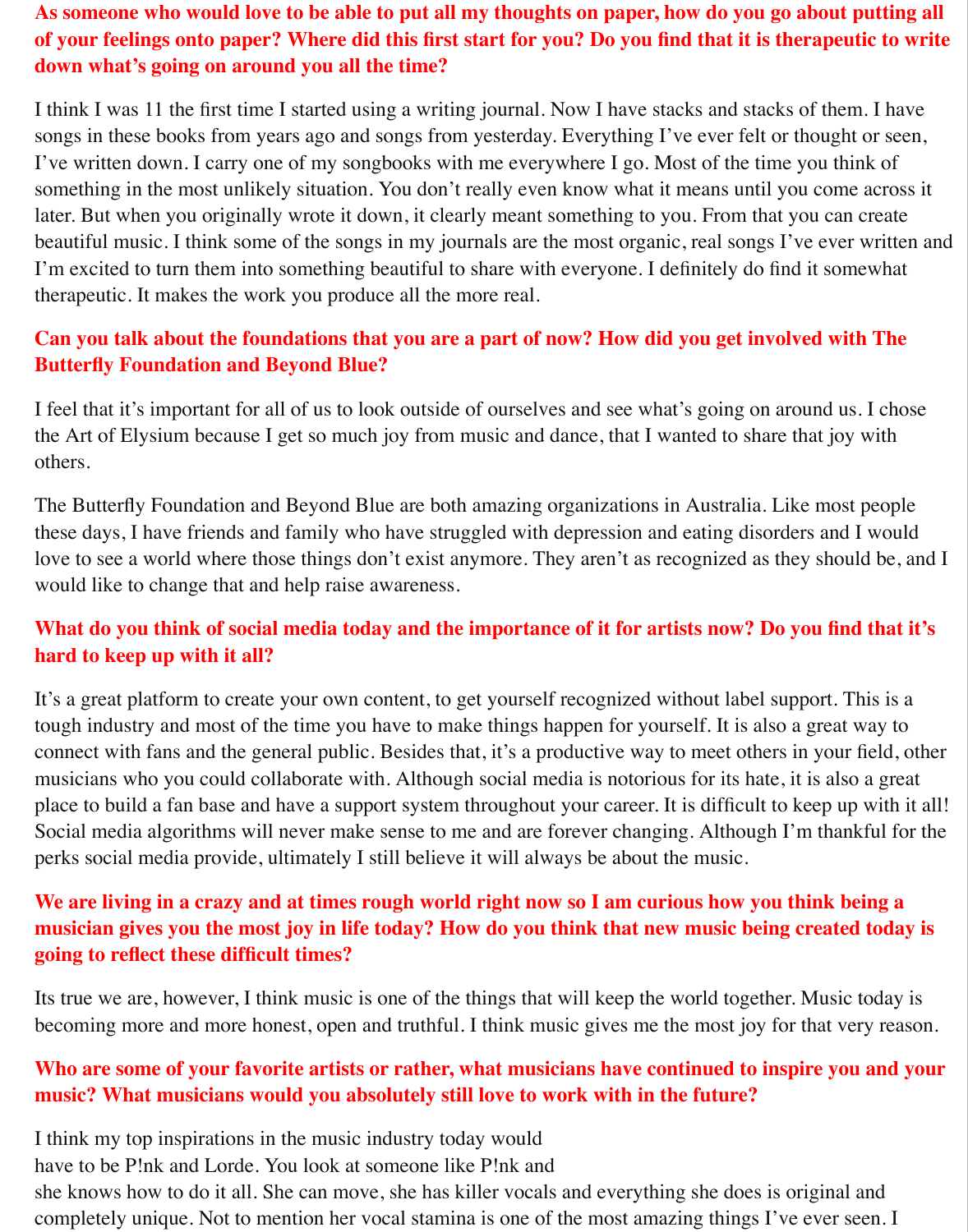**As someone who would love to be able to put all my thoughts on paper, how do you go about putting all of your feelings onto paper? Where did this first start for you? Do you find that it is therapeutic to write down what's going on around you all the time?**

I think I was 11 the first time I started using a writing journal. Now I have stacks and stacks of them. I have songs in these books from years ago and songs from yesterday. Everything I've ever felt or thought or seen, I've written down. I carry one of my songbooks with me everywhere I go. Most of the time you think of something in the most unlikely situation. You don't really even know what it means until you come across it later. But when you originally wrote it down, it clearly meant something to you. From that you can create beautiful music. I think some of the songs in my journals are the most organic, real songs I've ever written and I'm excited to turn them into something beautiful to share with everyone. I definitely do find it somewhat therapeutic. It makes the work you produce all the more real.

**Can you talk about the foundations that you are a part of now? How did you get involved with The Butterfly Foundation and Beyond Blue?**

I feel that it's important for all of us to look outside of ourselves and see what's going on around us. I chose the Art of Elysium because I get so much joy from music and dance, that I wanted to share that joy with others.

The Butterfly Foundation and Beyond Blue are both amazing organizations in Australia. Like most people these days, I have friends and family who have struggled with depression and eating disorders and I would love to see a world where those things don't exist anymore. They aren't as recognized as they should be, and I would like to change that and help raise awareness.

**What do you think of social media today and the importance of it for artists now? Do you find that it's hard to keep up with it all?**

It's a great platform to create your own content, to get yourself recognized without label support. This is a tough industry and most of the time you have to make things happen for yourself. It is also a great way to connect with fans and the general public. Besides that, it's a productive way to meet others in your field, other musicians who you could collaborate with. Although social media is notorious for its hate, it is also a great place to build a fan base and have a support system throughout your career. It is difficult to keep up with it all! Social media algorithms will never make sense to me and are forever changing. Although I'm thankful for the perks social media provide, ultimately I still believe it will always be about the music.

**We are living in a crazy and at times rough world right now so I am curious how you think being a musician gives you the most joy in life today? How do you think that new music being created today is going to reflect these difficult times?**

Its true we are, however, I think music is one of the things that will keep the world together. Music today is becoming more and more honest, open and truthful. I think music gives me the most joy for that very reason.

**Who are some of your favorite artists or rather, what musicians have continued to inspire you and your music? What musicians would you absolutely still love to work with in the future?**

I think my top inspirations in the music industry today would have to be P!nk and Lorde. You look at someone like P!nk and she knows how to do it all. She can move, she has killer vocals and everything she does is original and completely unique. Not to mention her vocal stamina is one of the most amazing things I've ever seen. I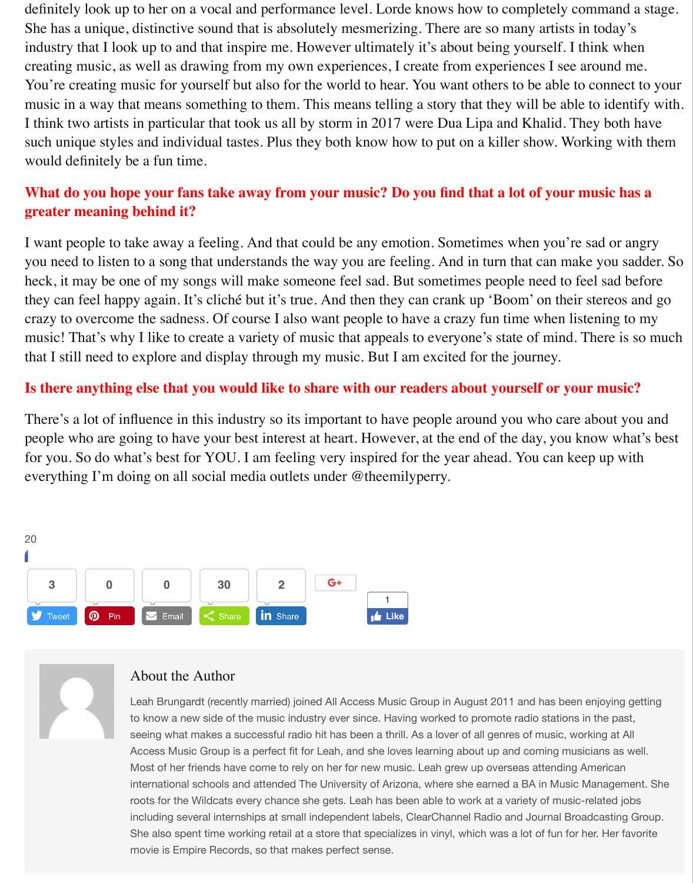definitely look up to her on a vocal and performance level. Lorde knows how to completely command a stage. She has a unique, distinctive sound that is absolutely mesmerizing. There are so many artists in today's industry that I look up to and that inspire me. However ultimately it's about being yourself. I think when creating music, as well as drawing from my own experiences, I create from experiences I see around me. You're creating music for yourself but also for the world to hear. You want others to be able to connect to your music in a way that means something to them. This means telling a story that they will be able to identify with. I think two artists in particular that took us all by storm in 2017 were Dua Lipa and Khalid. They both have such unique styles and individual tastes. Plus they both know how to put on a killer show. Working with them would definitely be a fun time.

**What do you hope your fans take away from your music? Do you find that a lot of your music has a greater meaning behind it?**

I want people to take away a feeling. And that could be any emotion. Sometimes when you're sad or angry you need to listen to a song that understands the way you are feeling. And in turn that can make you sadder. So heck, it may be one of my songs will make someone feel sad. But sometimes people need to feel sad before they can feel happy again. It's cliché but it's true. And then they can crank up 'Boom' on their stereos and go crazy to overcome the sadness. Of course I also want people to have a crazy fun time when listening to my music! That's why I like to create a variety of music that appeals to everyone's state of mind. There is so much that I still need to explore and display through my music. But I am excited for the journey.

**Is there anything else that you would like to share with our readers about yourself or your music?**

There's a lot of influence in this industry so its important to have people around you who care about you and people who are going to have your best interest at heart. However, at the end of the day, you know what's best for you. So do what's best for YOU. I am feeling very inspired for the year ahead. You can keep up with everything I'm doing on all social media outlets under @theemilyperry.

20

3 Tweet | 0 Pin | 0 Email | 30 Share | 2 Share | G+ | 1 Like

## About the Author

Leah Brungardt (recently married) joined All Access Music Group in August 2011 and has been enjoying getting to know a new side of the music industry ever since. Having worked to promote radio stations in the past, seeing what makes a successful radio hit has been a thrill. As a lover of all genres of music, working at All Access Music Group is a perfect fit for Leah, and she loves learning about up and coming musicians as well. Most of her friends have come to rely on her for new music. Leah grew up overseas attending American international schools and attended The University of Arizona, where she earned a BA in Music Management. She roots for the Wildcats every chance she gets. Leah has been able to work at a variety of music-related jobs including several internships at small independent labels, ClearChannel Radio and Journal Broadcasting Group. She also spent time working retail at a store that specializes in vinyl, which was a lot of fun for her. Her favorite movie is Empire Records, so that makes perfect sense.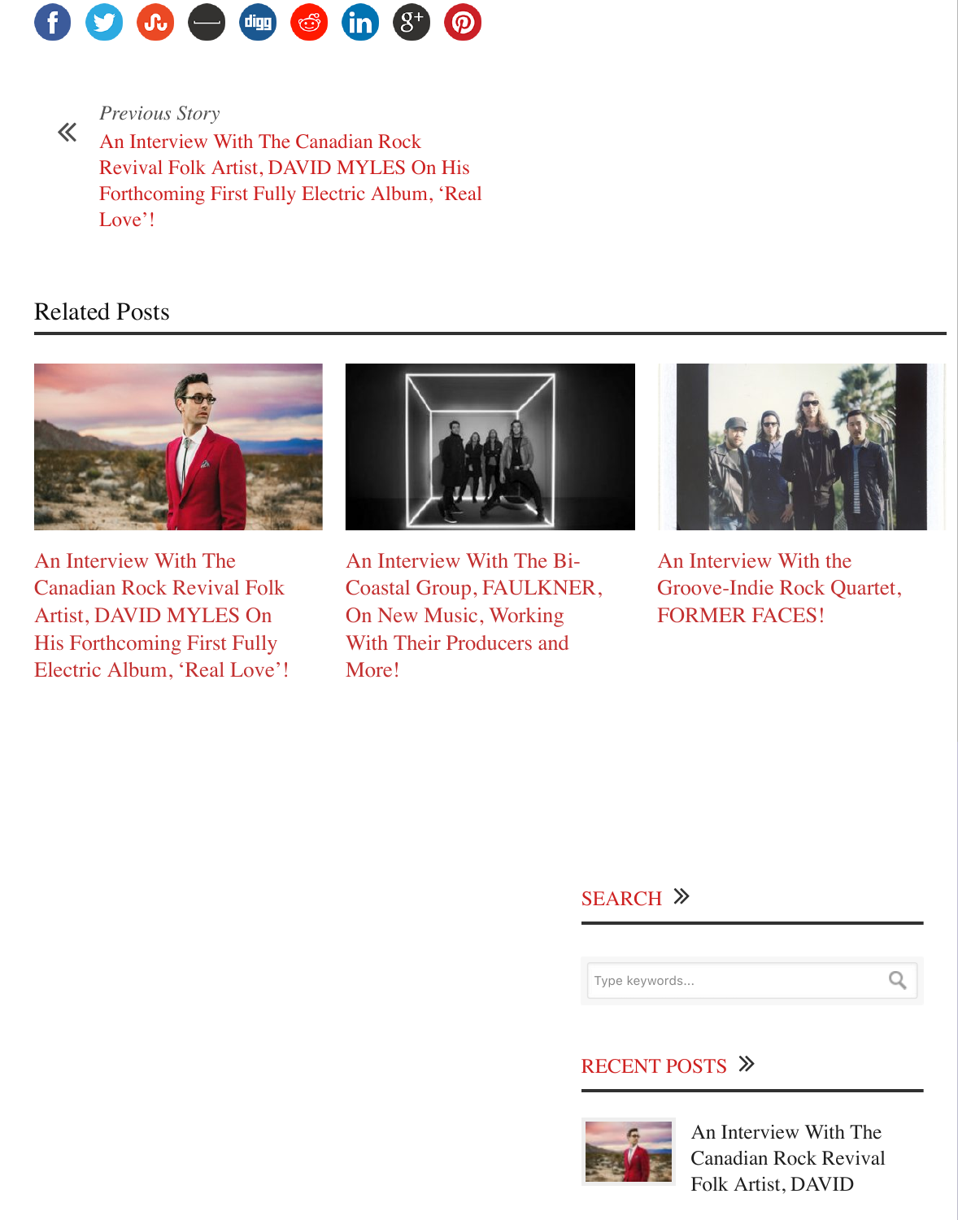*Previous Story*

« An Interview With The Canadian Rock Revival Folk Artist, DAVID MYLES On His Forthcoming First Fully Electric Album, 'Real Love'!

## Related Posts

An Interview With The Canadian Rock Revival Folk Artist, DAVID MYLES On His Forthcoming First Fully Electric Album, 'Real Love'!

An Interview With The Bi-Coastal Group, FAULKNER, On New Music, Working With Their Producers and More!

An Interview With the Groove-Indie Rock Quartet, FORMER FACES!

## SEARCH »

Type keywords...

## RECENT POSTS »

An Interview With The Canadian Rock Revival Folk Artist, DAVID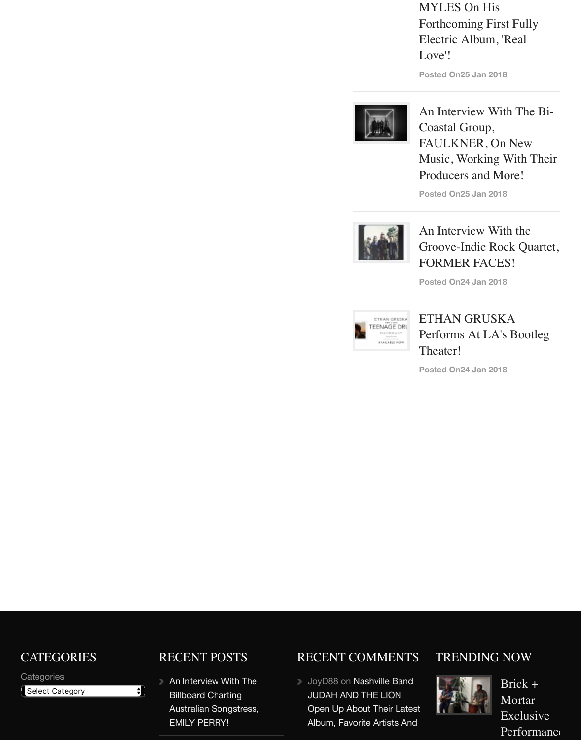MYLES On His Forthcoming First Fully Electric Album, 'Real Love'!

Posted On25 Jan 2018

An Interview With The Bi-Coastal Group, FAULKNER, On New Music, Working With Their Producers and More!

Posted On25 Jan 2018

An Interview With the Groove-Indie Rock Quartet, FORMER FACES!

Posted On24 Jan 2018

ETHAN GRUSKA Performs At LA's Bootleg Theater!

Posted On24 Jan 2018

## CATEGORIES

Categories

Select Category

## RECENT POSTS

- An Interview With The Billboard Charting Australian Songstress, EMILY PERRY!

## RECENT COMMENTS

- JoyD88 on Nashville Band JUDAH AND THE LION Open Up About Their Latest Album, Favorite Artists And

## TRENDING NOW

Brick + Mortar Exclusive Performanc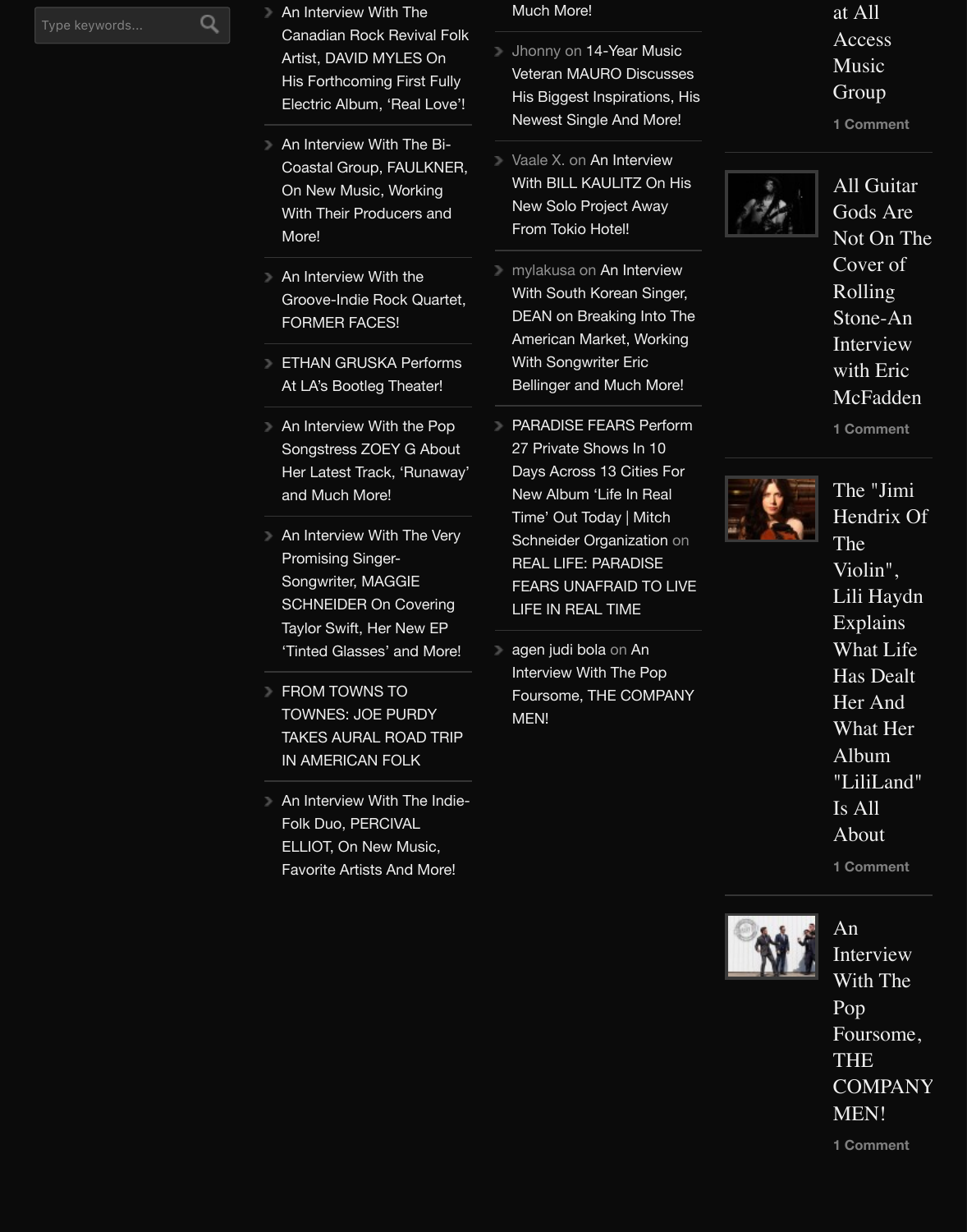Type keywords...

- An Interview With The Canadian Rock Revival Folk Artist, DAVID MYLES On His Forthcoming First Fully Electric Album, 'Real Love'!
- An Interview With The Bi-Coastal Group, FAULKNER, On New Music, Working With Their Producers and More!
- An Interview With the Groove-Indie Rock Quartet, FORMER FACES!
- ETHAN GRUSKA Performs At LA's Bootleg Theater!
- An Interview With the Pop Songstress ZOEY G About Her Latest Track, 'Runaway' and Much More!
- An Interview With The Very Promising Singer-Songwriter, MAGGIE SCHNEIDER On Covering Taylor Swift, Her New EP 'Tinted Glasses' and More!
- FROM TOWNS TO TOWNES: JOE PURDY TAKES AURAL ROAD TRIP IN AMERICAN FOLK
- An Interview With The Indie-Folk Duo, PERCIVAL ELLIOT, On New Music, Favorite Artists And More!

Much More!

- Jhonny on 14-Year Music Veteran MAURO Discusses His Biggest Inspirations, His Newest Single And More!
- Vaale X. on An Interview With BILL KAULITZ On His New Solo Project Away From Tokio Hotel!
- mylakusa on An Interview With South Korean Singer, DEAN on Breaking Into The American Market, Working With Songwriter Eric Bellinger and Much More!
- PARADISE FEARS Perform 27 Private Shows In 10 Days Across 13 Cities For New Album 'Life In Real Time' Out Today | Mitch Schneider Organization on REAL LIFE: PARADISE FEARS UNAFRAID TO LIVE LIFE IN REAL TIME
- agen judi bola on An Interview With The Pop Foursome, THE COMPANY MEN!

at All Access Music Group

1 Comment

All Guitar Gods Are Not On The Cover of Rolling Stone-An Interview with Eric McFadden

1 Comment

The "Jimi Hendrix Of The Violin", Lili Haydn Explains What Life Has Dealt Her And What Her Album "LiliLand" Is All About

1 Comment

An Interview With The Pop Foursome, THE COMPANY MEN!

1 Comment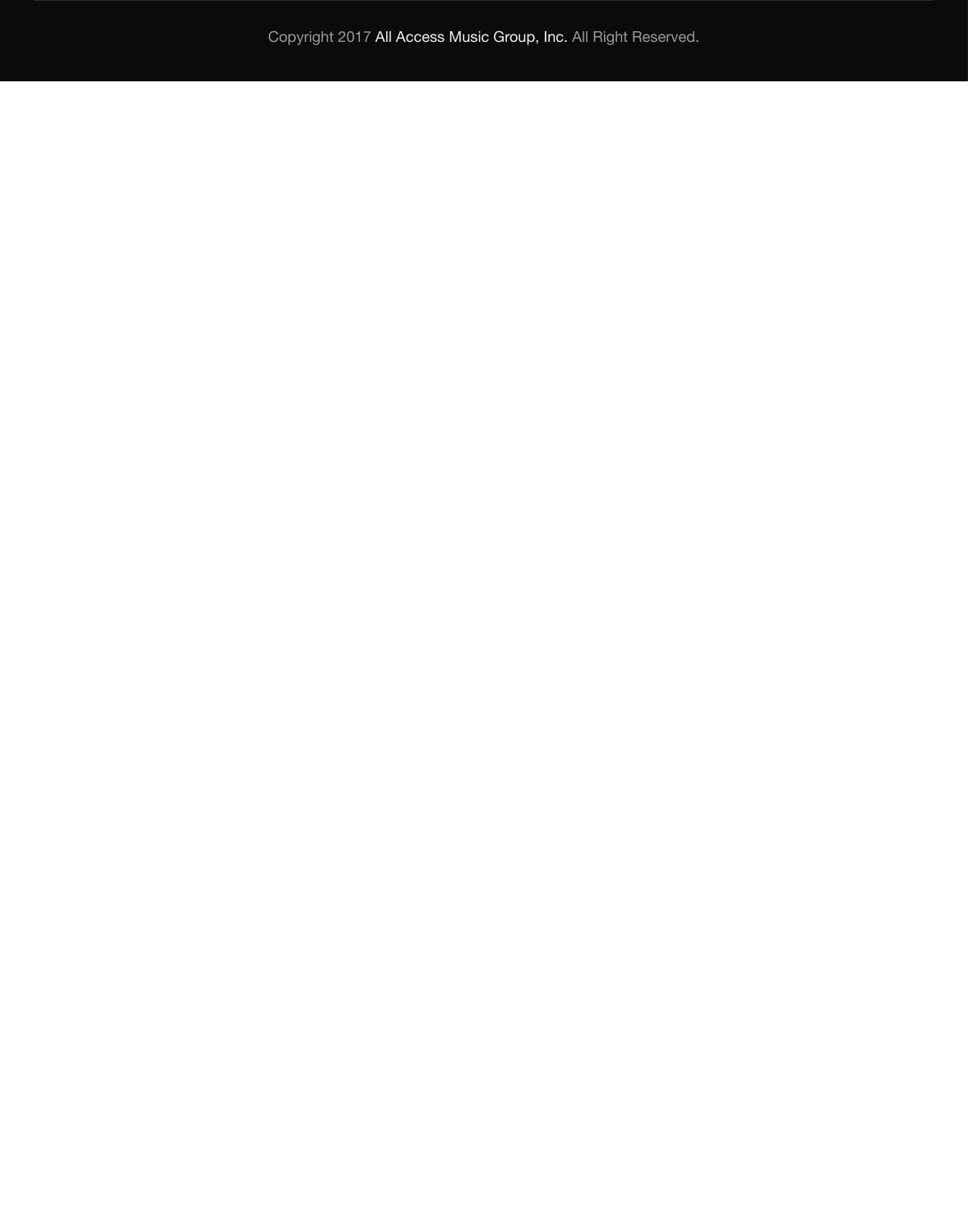Copyright 2017 All Access Music Group, Inc. All Right Reserved.